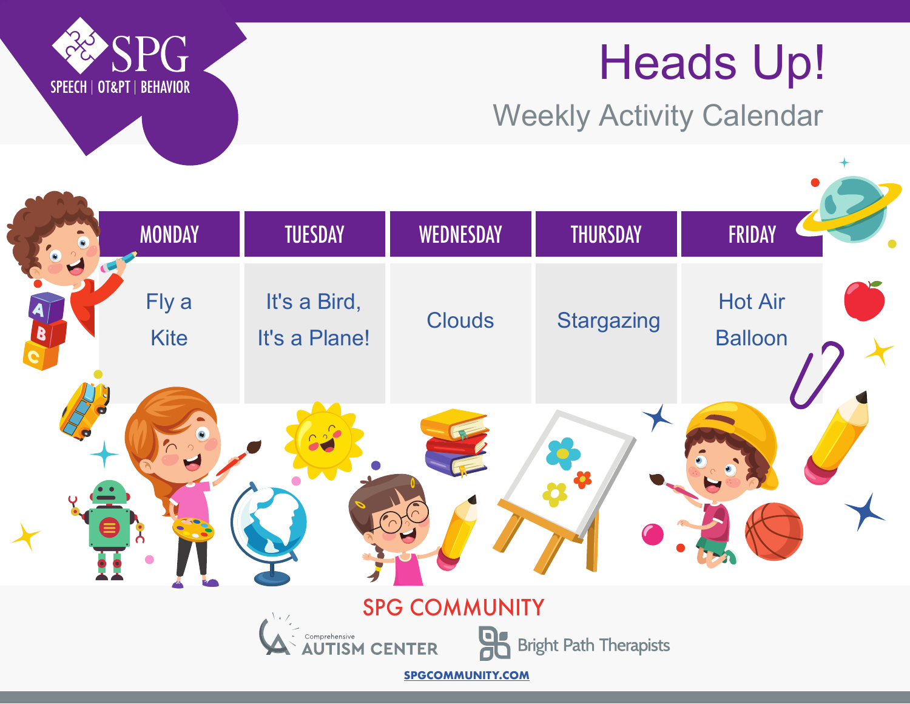SPG

SPEECH | OT&PT | BEHAVIOR

# Heads Up!

## Weekly Activity Calendar

| MONDAY | TUESDAY | WEDNESDAY | THURSDAY | FRIDAY |
| --- | --- | --- | --- | --- |
| Fly a Kite | It's a Bird, It's a Plane! | Clouds | Stargazing | Hot Air Balloon |

SPG COMMUNITY

Comprehensive AUTISM CENTER

Bright Path Therapists

SPGCOMMUNITY.COM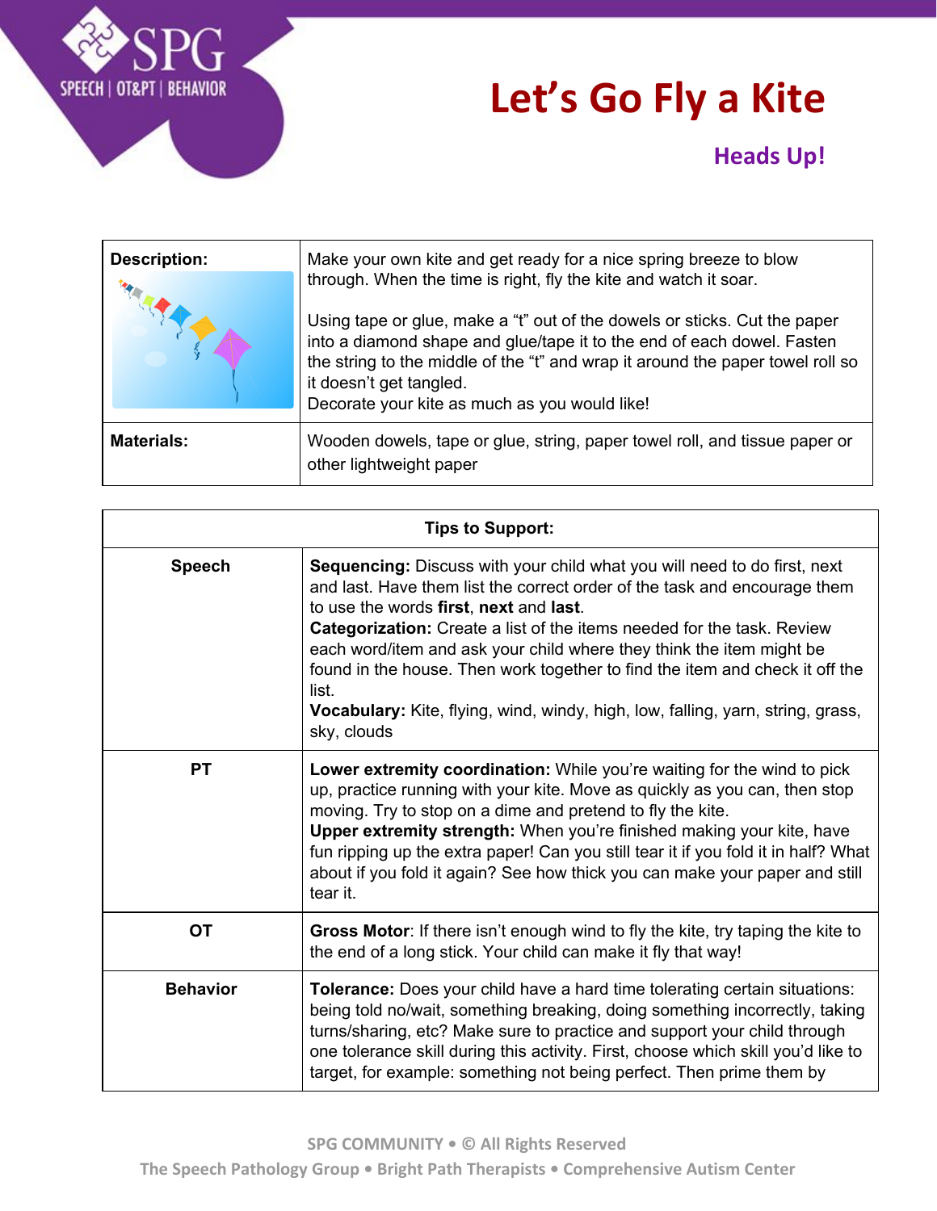# Let's Go Fly a Kite

## Heads Up!

| **Description:** | Make your own kite and get ready for a nice spring breeze to blow through. When the time is right, fly the kite and watch it soar.<br><br>Using tape or glue, make a "t" out of the dowels or sticks. Cut the paper into a diamond shape and glue/tape it to the end of each dowel. Fasten the string to the middle of the "t" and wrap it around the paper towel roll so it doesn't get tangled.<br>Decorate your kite as much as you would like! |
|---|---|
| **Materials:** | Wooden dowels, tape or glue, string, paper towel roll, and tissue paper or other lightweight paper |

| **Tips to Support:** | |
|---|---|
| **Speech** | **Sequencing:** Discuss with your child what you will need to do first, next and last. Have them list the correct order of the task and encourage them to use the words **first**, **next** and **last**.<br>**Categorization:** Create a list of the items needed for the task. Review each word/item and ask your child where they think the item might be found in the house. Then work together to find the item and check it off the list.<br>**Vocabulary:** Kite, flying, wind, windy, high, low, falling, yarn, string, grass, sky, clouds |
| **PT** | **Lower extremity coordination:** While you're waiting for the wind to pick up, practice running with your kite. Move as quickly as you can, then stop moving. Try to stop on a dime and pretend to fly the kite.<br>**Upper extremity strength:** When you're finished making your kite, have fun ripping up the extra paper! Can you still tear it if you fold it in half? What about if you fold it again? See how thick you can make your paper and still tear it. |
| **OT** | **Gross Motor**: If there isn't enough wind to fly the kite, try taping the kite to the end of a long stick. Your child can make it fly that way! |
| **Behavior** | **Tolerance:** Does your child have a hard time tolerating certain situations: being told no/wait, something breaking, doing something incorrectly, taking turns/sharing, etc? Make sure to practice and support your child through one tolerance skill during this activity. First, choose which skill you'd like to target, for example: something not being perfect. Then prime them by |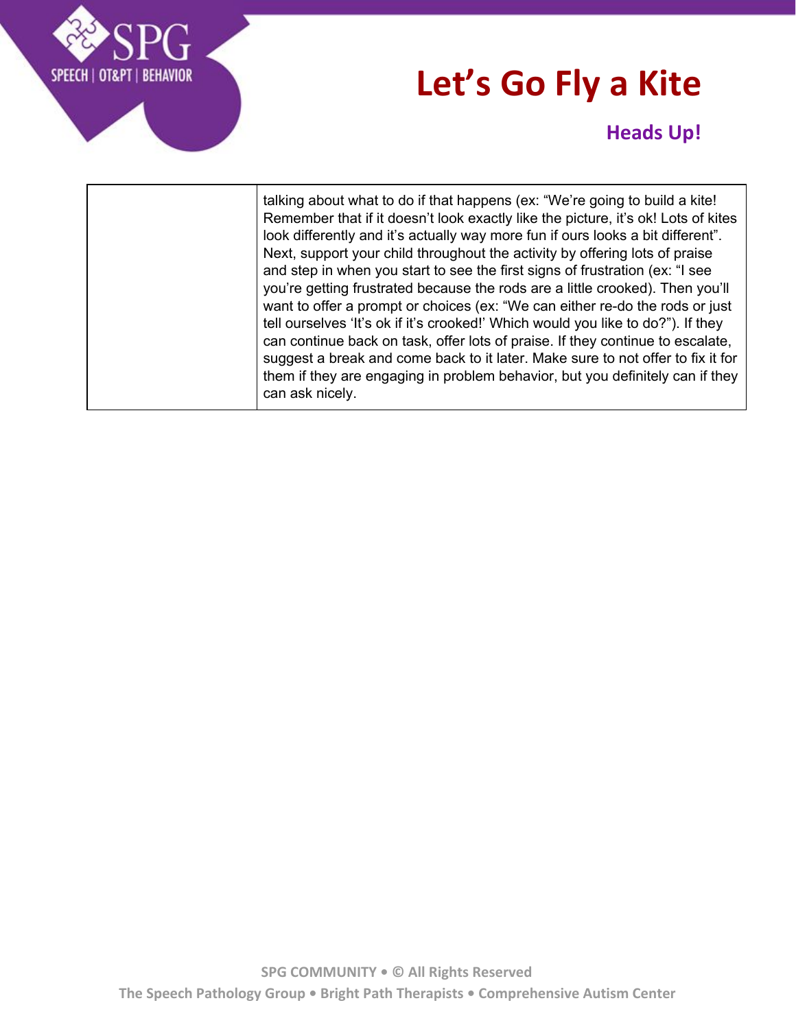# Let's Go Fly a Kite

## Heads Up!

| | |
|---|---|
| | talking about what to do if that happens (ex: "We're going to build a kite! Remember that if it doesn't look exactly like the picture, it's ok! Lots of kites look differently and it's actually way more fun if ours looks a bit different". Next, support your child throughout the activity by offering lots of praise and step in when you start to see the first signs of frustration (ex: "I see you're getting frustrated because the rods are a little crooked). Then you'll want to offer a prompt or choices (ex: "We can either re-do the rods or just tell ourselves 'It's ok if it's crooked!' Which would you like to do?"). If they can continue back on task, offer lots of praise. If they continue to escalate, suggest a break and come back to it later. Make sure to not offer to fix it for them if they are engaging in problem behavior, but you definitely can if they can ask nicely. |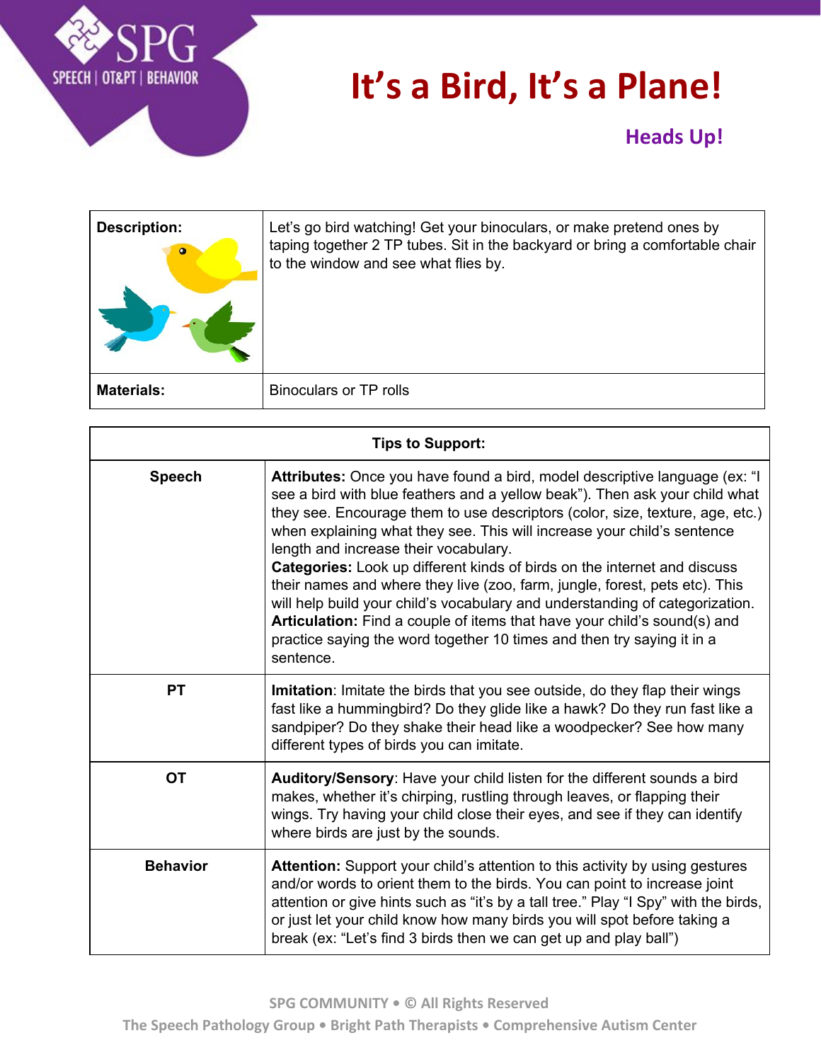# It's a Bird, It's a Plane!

## Heads Up!

| | |
|---|---|
| **Description:** | Let's go bird watching! Get your binoculars, or make pretend ones by taping together 2 TP tubes. Sit in the backyard or bring a comfortable chair to the window and see what flies by. |
| **Materials:** | Binoculars or TP rolls |

| **Tips to Support:** | |
|---|---|
| **Speech** | **Attributes:** Once you have found a bird, model descriptive language (ex: "I see a bird with blue feathers and a yellow beak"). Then ask your child what they see. Encourage them to use descriptors (color, size, texture, age, etc.) when explaining what they see. This will increase your child's sentence length and increase their vocabulary. **Categories:** Look up different kinds of birds on the internet and discuss their names and where they live (zoo, farm, jungle, forest, pets etc). This will help build your child's vocabulary and understanding of categorization. **Articulation:** Find a couple of items that have your child's sound(s) and practice saying the word together 10 times and then try saying it in a sentence. |
| **PT** | **Imitation**: Imitate the birds that you see outside, do they flap their wings fast like a hummingbird? Do they glide like a hawk? Do they run fast like a sandpiper? Do they shake their head like a woodpecker? See how many different types of birds you can imitate. |
| **OT** | **Auditory/Sensory**: Have your child listen for the different sounds a bird makes, whether it's chirping, rustling through leaves, or flapping their wings. Try having your child close their eyes, and see if they can identify where birds are just by the sounds. |
| **Behavior** | **Attention:** Support your child's attention to this activity by using gestures and/or words to orient them to the birds. You can point to increase joint attention or give hints such as "it's by a tall tree." Play "I Spy" with the birds, or just let your child know how many birds you will spot before taking a break (ex: "Let's find 3 birds then we can get up and play ball") |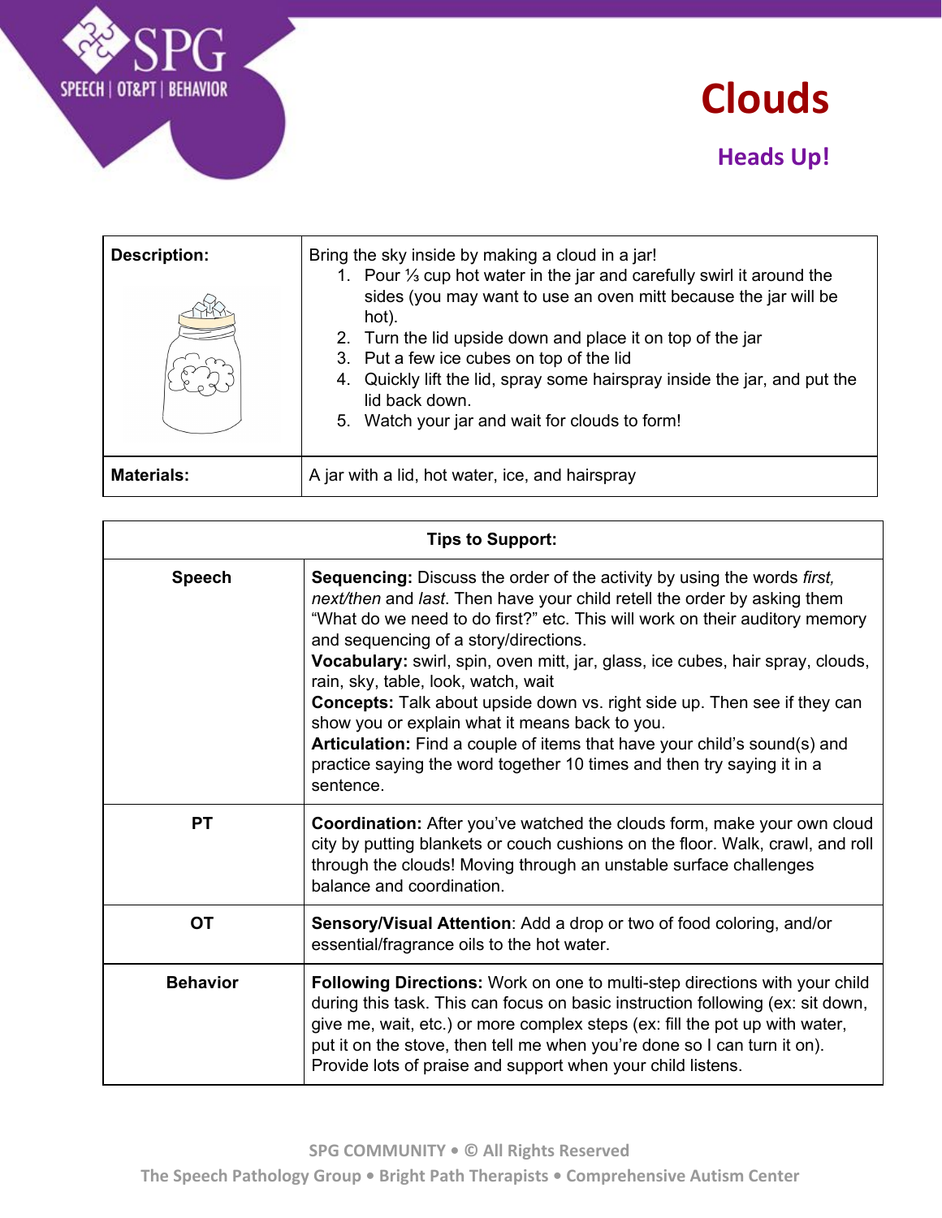# Clouds

## Heads Up!

| Description: | Bring the sky inside by making a cloud in a jar!<br>1. Pour ⅓ cup hot water in the jar and carefully swirl it around the sides (you may want to use an oven mitt because the jar will be hot).<br>2. Turn the lid upside down and place it on top of the jar<br>3. Put a few ice cubes on top of the lid<br>4. Quickly lift the lid, spray some hairspray inside the jar, and put the lid back down.<br>5. Watch your jar and wait for clouds to form! |
|---|---|
| **Materials:** | A jar with a lid, hot water, ice, and hairspray |

| Tips to Support: | |
|---|---|
| **Speech** | **Sequencing:** Discuss the order of the activity by using the words *first, next/then* and *last*. Then have your child retell the order by asking them "What do we need to do first?" etc. This will work on their auditory memory and sequencing of a story/directions.<br>**Vocabulary:** swirl, spin, oven mitt, jar, glass, ice cubes, hair spray, clouds, rain, sky, table, look, watch, wait<br>**Concepts:** Talk about upside down vs. right side up. Then see if they can show you or explain what it means back to you.<br>**Articulation:** Find a couple of items that have your child's sound(s) and practice saying the word together 10 times and then try saying it in a sentence. |
| **PT** | **Coordination:** After you've watched the clouds form, make your own cloud city by putting blankets or couch cushions on the floor. Walk, crawl, and roll through the clouds! Moving through an unstable surface challenges balance and coordination. |
| **OT** | **Sensory/Visual Attention**: Add a drop or two of food coloring, and/or essential/fragrance oils to the hot water. |
| **Behavior** | **Following Directions:** Work on one to multi-step directions with your child during this task. This can focus on basic instruction following (ex: sit down, give me, wait, etc.) or more complex steps (ex: fill the pot up with water, put it on the stove, then tell me when you're done so I can turn it on). Provide lots of praise and support when your child listens. |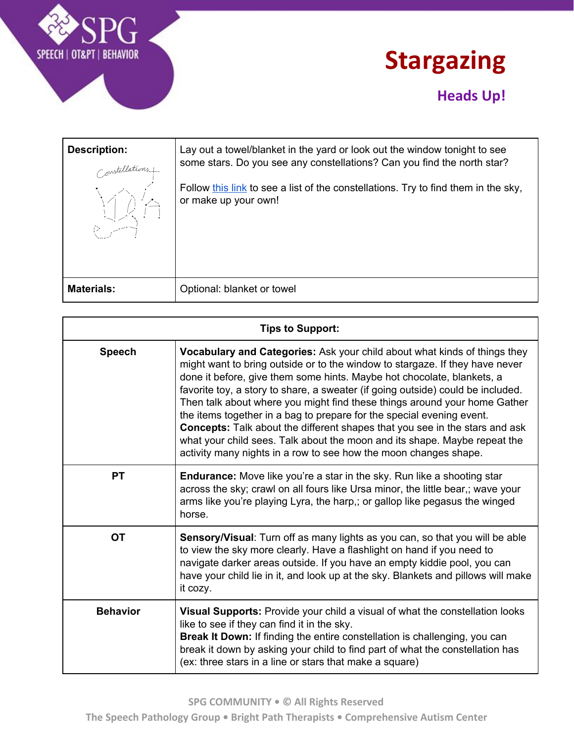# Stargazing

## Heads Up!

| | |
|---|---|
| **Description:** Constellations | Lay out a towel/blanket in the yard or look out the window tonight to see some stars. Do you see any constellations? Can you find the north star?<br><br>Follow this link to see a list of the constellations. Try to find them in the sky, or make up your own! |
| **Materials:** | Optional: blanket or towel |

| Tips to Support: | |
|---|---|
| **Speech** | **Vocabulary and Categories:** Ask your child about what kinds of things they might want to bring outside or to the window to stargaze. If they have never done it before, give them some hints. Maybe hot chocolate, blankets, a favorite toy, a story to share, a sweater (if going outside) could be included. Then talk about where you might find these things around your home Gather the items together in a bag to prepare for the special evening event.<br>**Concepts:** Talk about the different shapes that you see in the stars and ask what your child sees. Talk about the moon and its shape. Maybe repeat the activity many nights in a row to see how the moon changes shape. |
| **PT** | **Endurance:** Move like you're a star in the sky. Run like a shooting star across the sky; crawl on all fours like Ursa minor, the little bear,; wave your arms like you're playing Lyra, the harp,; or gallop like pegasus the winged horse. |
| **OT** | **Sensory/Visual**: Turn off as many lights as you can, so that you will be able to view the sky more clearly. Have a flashlight on hand if you need to navigate darker areas outside. If you have an empty kiddie pool, you can have your child lie in it, and look up at the sky. Blankets and pillows will make it cozy. |
| **Behavior** | **Visual Supports:** Provide your child a visual of what the constellation looks like to see if they can find it in the sky.<br>**Break It Down:** If finding the entire constellation is challenging, you can break it down by asking your child to find part of what the constellation has (ex: three stars in a line or stars that make a square) |

SPG COMMUNITY • © All Rights Reserved
The Speech Pathology Group • Bright Path Therapists • Comprehensive Autism Center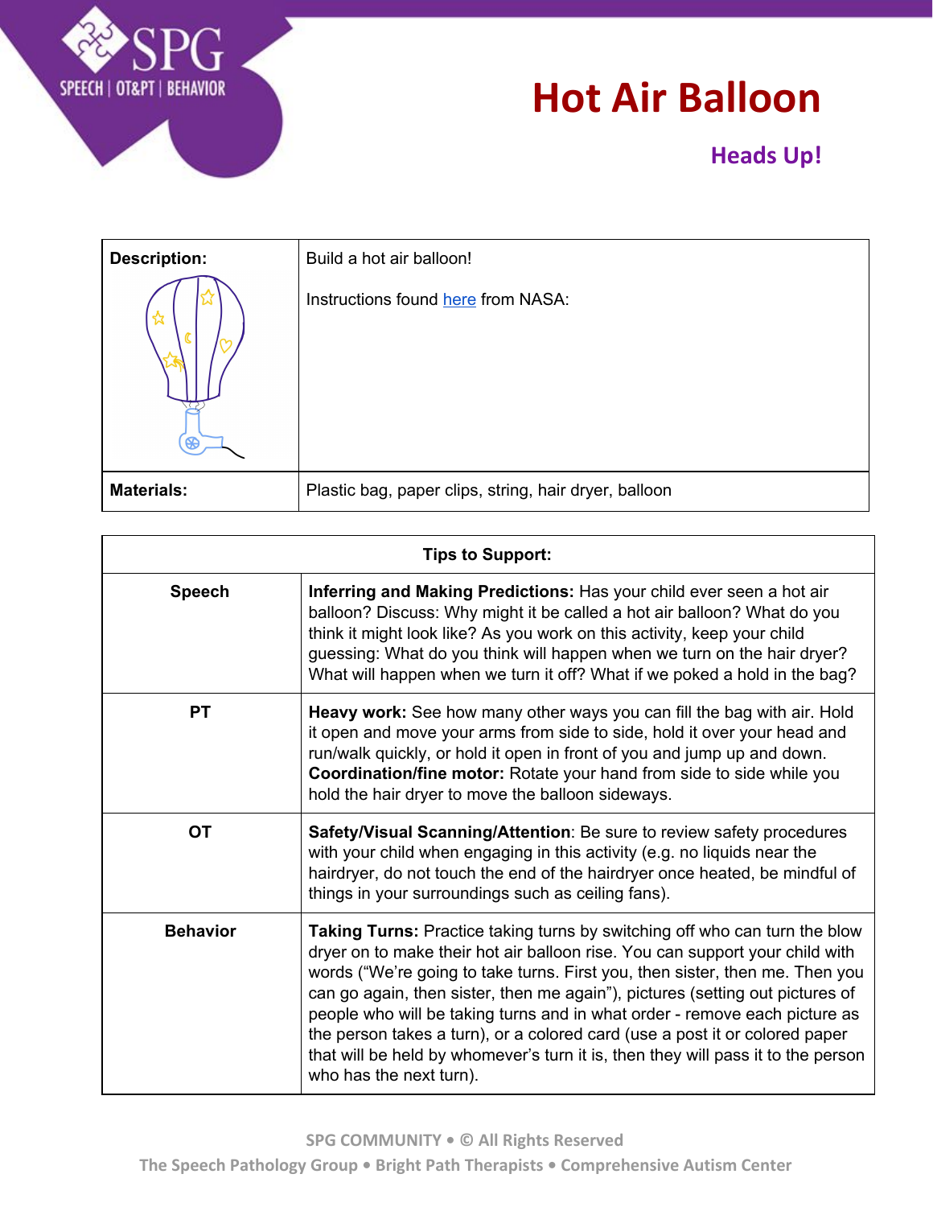# Hot Air Balloon

## Heads Up!

| | |
|---|---|
| **Description:** | Build a hot air balloon!<br><br>Instructions found here from NASA: |
| **Materials:** | Plastic bag, paper clips, string, hair dryer, balloon |

| **Tips to Support:** | |
|---|---|
| **Speech** | **Inferring and Making Predictions:** Has your child ever seen a hot air balloon? Discuss: Why might it be called a hot air balloon? What do you think it might look like? As you work on this activity, keep your child guessing: What do you think will happen when we turn on the hair dryer? What will happen when we turn it off? What if we poked a hold in the bag? |
| **PT** | **Heavy work:** See how many other ways you can fill the bag with air. Hold it open and move your arms from side to side, hold it over your head and run/walk quickly, or hold it open in front of you and jump up and down. **Coordination/fine motor:** Rotate your hand from side to side while you hold the hair dryer to move the balloon sideways. |
| **OT** | **Safety/Visual Scanning/Attention**: Be sure to review safety procedures with your child when engaging in this activity (e.g. no liquids near the hairdryer, do not touch the end of the hairdryer once heated, be mindful of things in your surroundings such as ceiling fans). |
| **Behavior** | **Taking Turns:** Practice taking turns by switching off who can turn the blow dryer on to make their hot air balloon rise. You can support your child with words ("We're going to take turns. First you, then sister, then me. Then you can go again, then sister, then me again"), pictures (setting out pictures of people who will be taking turns and in what order - remove each picture as the person takes a turn), or a colored card (use a post it or colored paper that will be held by whomever's turn it is, then they will pass it to the person who has the next turn). |

SPG COMMUNITY • © All Rights Reserved
The Speech Pathology Group • Bright Path Therapists • Comprehensive Autism Center